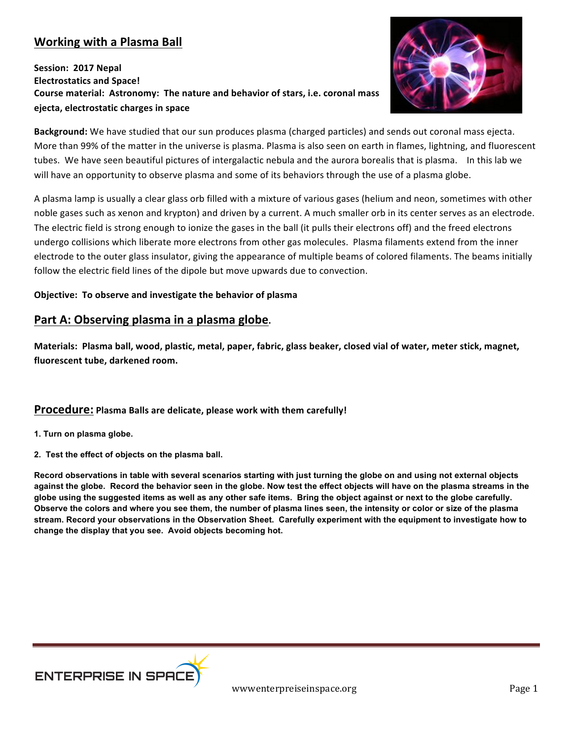## Working with a Plasma Ball

**Session: 2017 Nepal**
**Electrostatics and Space!**
**Course material: Astronomy: The nature and behavior of stars, i.e. coronal mass ejecta, electrostatic charges in space**

**Background:** We have studied that our sun produces plasma (charged particles) and sends out coronal mass ejecta. More than 99% of the matter in the universe is plasma. Plasma is also seen on earth in flames, lightning, and fluorescent tubes. We have seen beautiful pictures of intergalactic nebula and the aurora borealis that is plasma. In this lab we will have an opportunity to observe plasma and some of its behaviors through the use of a plasma globe.

A plasma lamp is usually a clear glass orb filled with a mixture of various gases (helium and neon, sometimes with other noble gases such as xenon and krypton) and driven by a current. A much smaller orb in its center serves as an electrode. The electric field is strong enough to ionize the gases in the ball (it pulls their electrons off) and the freed electrons undergo collisions which liberate more electrons from other gas molecules. Plasma filaments extend from the inner electrode to the outer glass insulator, giving the appearance of multiple beams of colored filaments. The beams initially follow the electric field lines of the dipole but move upwards due to convection.

**Objective: To observe and investigate the behavior of plasma**

## Part A: Observing plasma in a plasma globe.

**Materials: Plasma ball, wood, plastic, metal, paper, fabric, glass beaker, closed vial of water, meter stick, magnet, fluorescent tube, darkened room.**

## Procedure: Plasma Balls are delicate, please work with them carefully!

**1. Turn on plasma globe.**

**2. Test the effect of objects on the plasma ball.**

**Record observations in table with several scenarios starting with just turning the globe on and using not external objects against the globe. Record the behavior seen in the globe. Now test the effect objects will have on the plasma streams in the globe using the suggested items as well as any other safe items. Bring the object against or next to the globe carefully. Observe the colors and where you see them, the number of plasma lines seen, the intensity or color or size of the plasma stream. Record your observations in the Observation Sheet. Carefully experiment with the equipment to investigate how to change the display that you see. Avoid objects becoming hot.**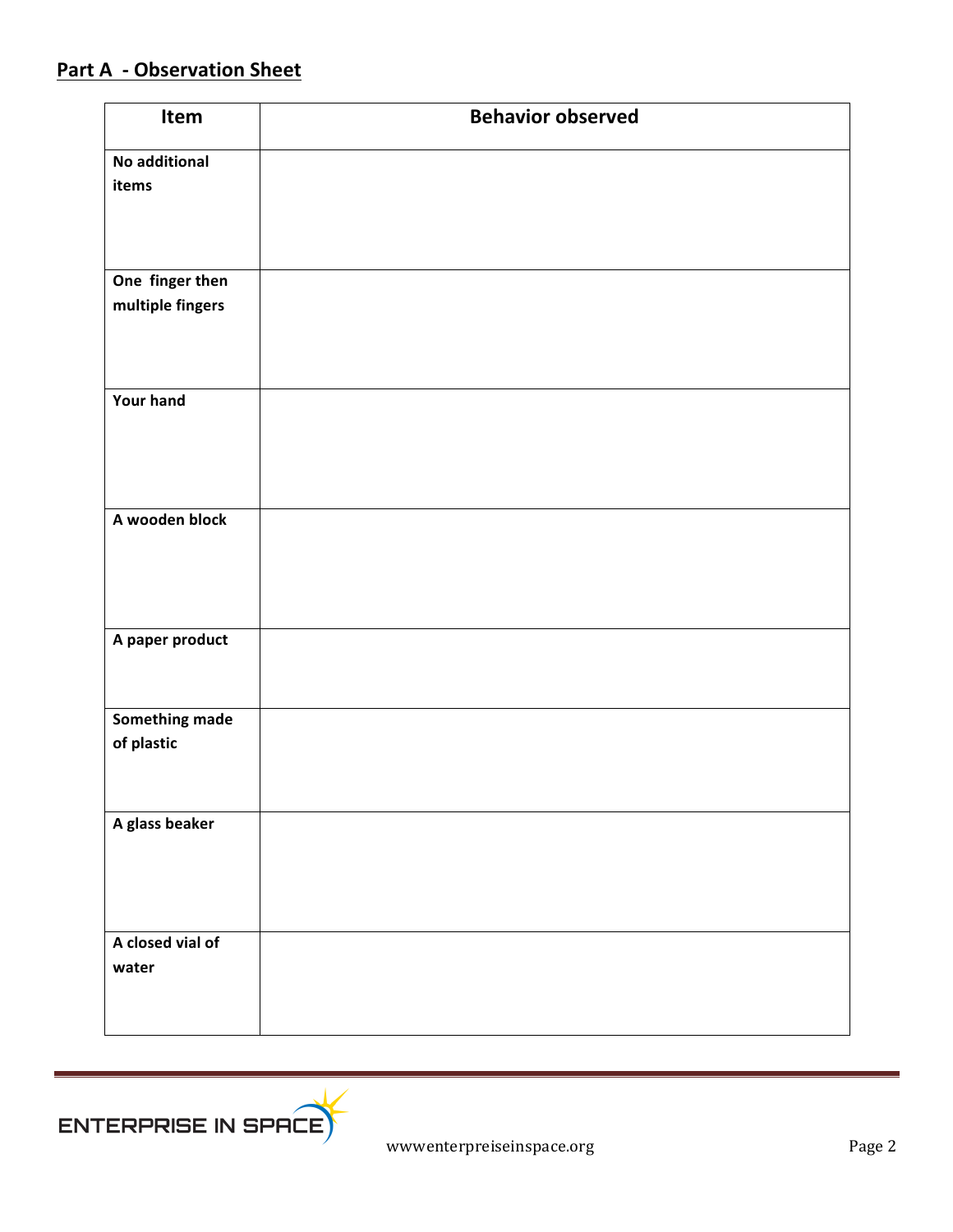## Part A - Observation Sheet

| Item | Behavior observed |
|---|---|
| **No additional items** | |
| **One finger then multiple fingers** | |
| **Your hand** | |
| **A wooden block** | |
| **A paper product** | |
| **Something made of plastic** | |
| **A glass beaker** | |
| **A closed vial of water** | |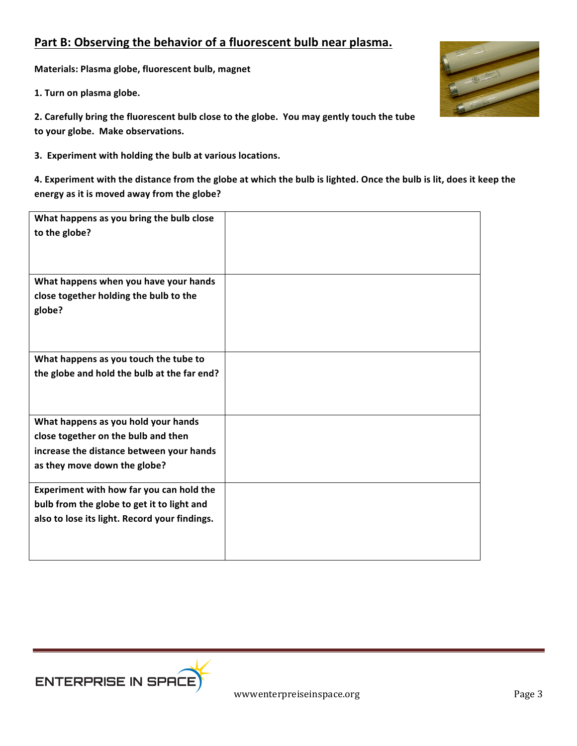## Part B: Observing the behavior of a fluorescent bulb near plasma.

**Materials: Plasma globe, fluorescent bulb, magnet**

**1. Turn on plasma globe.**

**2. Carefully bring the fluorescent bulb close to the globe. You may gently touch the tube to your globe. Make observations.**

**3. Experiment with holding the bulb at various locations.**

**4. Experiment with the distance from the globe at which the bulb is lighted. Once the bulb is lit, does it keep the energy as it is moved away from the globe?**

| | |
|---|---|
| **What happens as you bring the bulb close to the globe?** | |
| **What happens when you have your hands close together holding the bulb to the globe?** | |
| **What happens as you touch the tube to the globe and hold the bulb at the far end?** | |
| **What happens as you hold your hands close together on the bulb and then increase the distance between your hands as they move down the globe?** | |
| **Experiment with how far you can hold the bulb from the globe to get it to light and also to lose its light. Record your findings.** | |